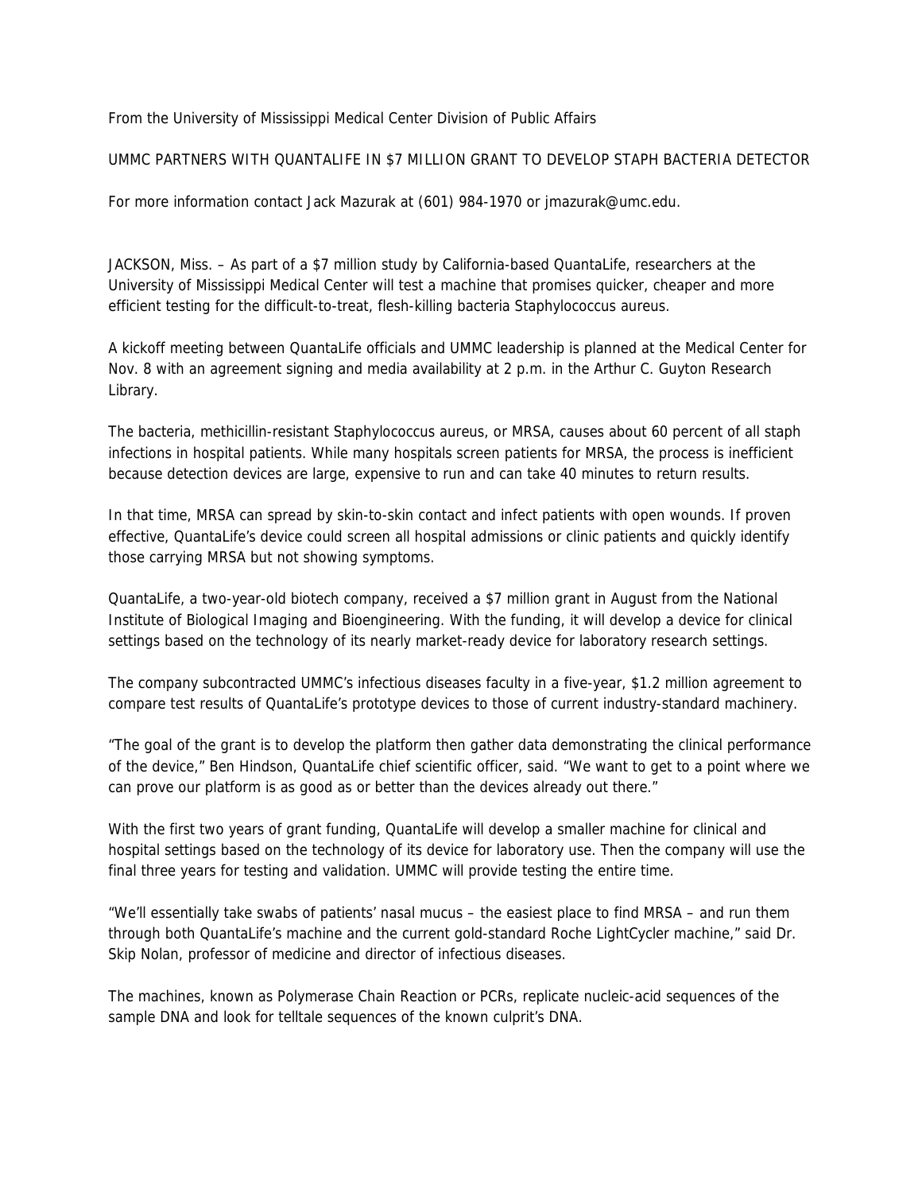From the University of Mississippi Medical Center Division of Public Affairs

## UMMC PARTNERS WITH QUANTALIFE IN $7 MILLION GRANT TO DEVELOP STAPH BACTERIA DETECTOR

For more information contact Jack Mazurak at (601) 984-1970 or jmazurak@umc.edu.

JACKSON, Miss. – As part of a $7 million study by California-based QuantaLife, researchers at the University of Mississippi Medical Center will test a machine that promises quicker, cheaper and more efficient testing for the difficult-to-treat, flesh-killing bacteria Staphylococcus aureus.

A kickoff meeting between QuantaLife officials and UMMC leadership is planned at the Medical Center for Nov. 8 with an agreement signing and media availability at 2 p.m. in the Arthur C. Guyton Research Library.

The bacteria, methicillin-resistant Staphylococcus aureus, or MRSA, causes about 60 percent of all staph infections in hospital patients. While many hospitals screen patients for MRSA, the process is inefficient because detection devices are large, expensive to run and can take 40 minutes to return results.

In that time, MRSA can spread by skin-to-skin contact and infect patients with open wounds. If proven effective, QuantaLife's device could screen all hospital admissions or clinic patients and quickly identify those carrying MRSA but not showing symptoms.

QuantaLife, a two-year-old biotech company, received a $7 million grant in August from the National Institute of Biological Imaging and Bioengineering. With the funding, it will develop a device for clinical settings based on the technology of its nearly market-ready device for laboratory research settings.

The company subcontracted UMMC's infectious diseases faculty in a five-year, $1.2 million agreement to compare test results of QuantaLife's prototype devices to those of current industry-standard machinery.

"The goal of the grant is to develop the platform then gather data demonstrating the clinical performance of the device," Ben Hindson, QuantaLife chief scientific officer, said. "We want to get to a point where we can prove our platform is as good as or better than the devices already out there."

With the first two years of grant funding, QuantaLife will develop a smaller machine for clinical and hospital settings based on the technology of its device for laboratory use. Then the company will use the final three years for testing and validation. UMMC will provide testing the entire time.

"We'll essentially take swabs of patients' nasal mucus – the easiest place to find MRSA – and run them through both QuantaLife's machine and the current gold-standard Roche LightCycler machine," said Dr. Skip Nolan, professor of medicine and director of infectious diseases.

The machines, known as Polymerase Chain Reaction or PCRs, replicate nucleic-acid sequences of the sample DNA and look for telltale sequences of the known culprit's DNA.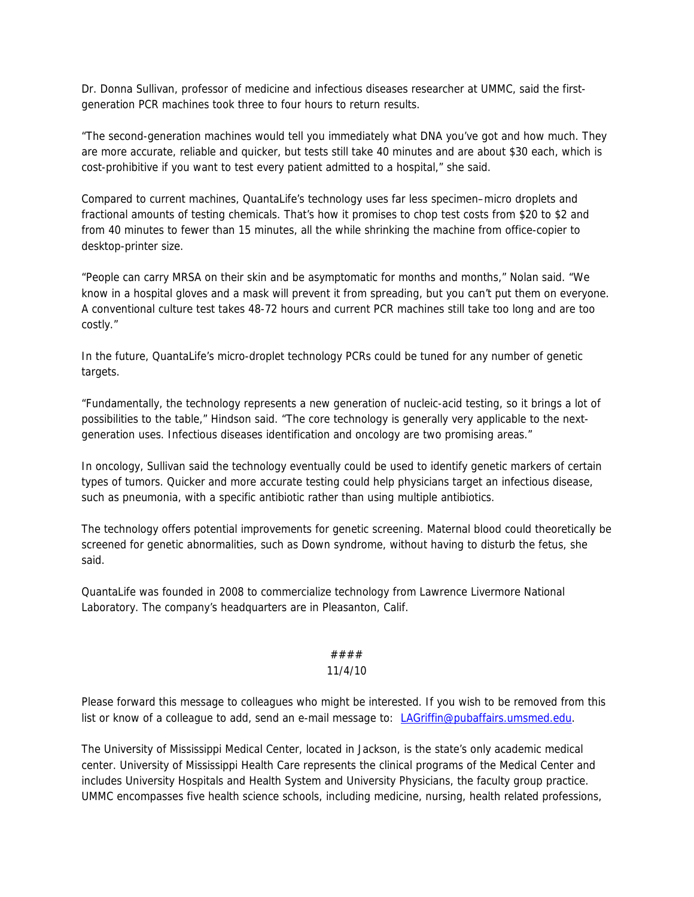Dr. Donna Sullivan, professor of medicine and infectious diseases researcher at UMMC, said the first-generation PCR machines took three to four hours to return results.

"The second-generation machines would tell you immediately what DNA you've got and how much. They are more accurate, reliable and quicker, but tests still take 40 minutes and are about $30 each, which is cost-prohibitive if you want to test every patient admitted to a hospital," she said.

Compared to current machines, QuantaLife's technology uses far less specimen–micro droplets and fractional amounts of testing chemicals. That's how it promises to chop test costs from $20 to $2 and from 40 minutes to fewer than 15 minutes, all the while shrinking the machine from office-copier to desktop-printer size.

"People can carry MRSA on their skin and be asymptomatic for months and months," Nolan said. "We know in a hospital gloves and a mask will prevent it from spreading, but you can't put them on everyone. A conventional culture test takes 48-72 hours and current PCR machines still take too long and are too costly."

In the future, QuantaLife's micro-droplet technology PCRs could be tuned for any number of genetic targets.

"Fundamentally, the technology represents a new generation of nucleic-acid testing, so it brings a lot of possibilities to the table," Hindson said. "The core technology is generally very applicable to the next-generation uses. Infectious diseases identification and oncology are two promising areas."

In oncology, Sullivan said the technology eventually could be used to identify genetic markers of certain types of tumors. Quicker and more accurate testing could help physicians target an infectious disease, such as pneumonia, with a specific antibiotic rather than using multiple antibiotics.

The technology offers potential improvements for genetic screening. Maternal blood could theoretically be screened for genetic abnormalities, such as Down syndrome, without having to disturb the fetus, she said.

QuantaLife was founded in 2008 to commercialize technology from Lawrence Livermore National Laboratory. The company's headquarters are in Pleasanton, Calif.

####

11/4/10

Please forward this message to colleagues who might be interested. If you wish to be removed from this list or know of a colleague to add, send an e-mail message to: [LAGriffin@pubaffairs.umsmed.edu](mailto:LAGriffin@pubaffairs.umsmed.edu).

The University of Mississippi Medical Center, located in Jackson, is the state's only academic medical center. University of Mississippi Health Care represents the clinical programs of the Medical Center and includes University Hospitals and Health System and University Physicians, the faculty group practice. UMMC encompasses five health science schools, including medicine, nursing, health related professions,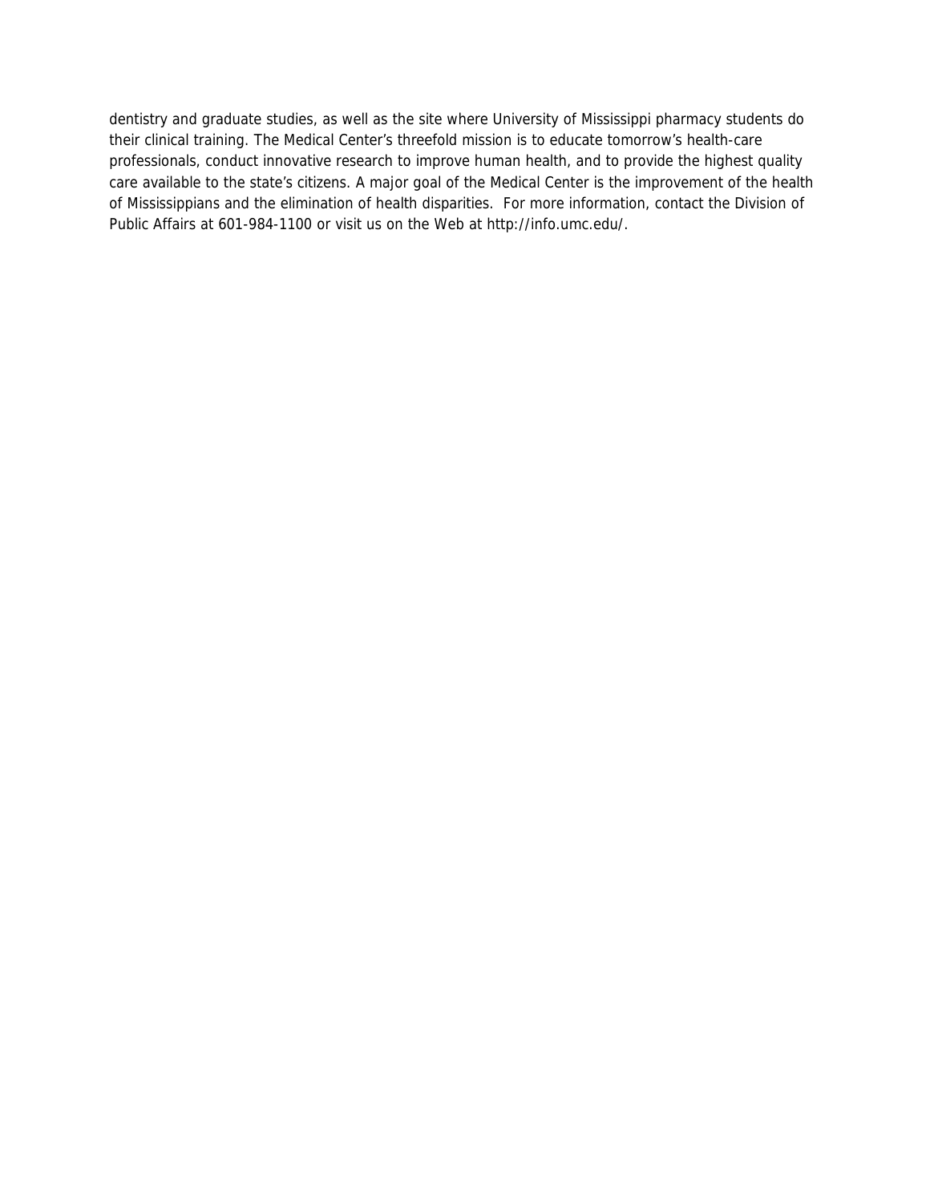dentistry and graduate studies, as well as the site where University of Mississippi pharmacy students do their clinical training. The Medical Center's threefold mission is to educate tomorrow's health-care professionals, conduct innovative research to improve human health, and to provide the highest quality care available to the state's citizens. A major goal of the Medical Center is the improvement of the health of Mississippians and the elimination of health disparities. For more information, contact the Division of Public Affairs at 601-984-1100 or visit us on the Web at http://info.umc.edu/.